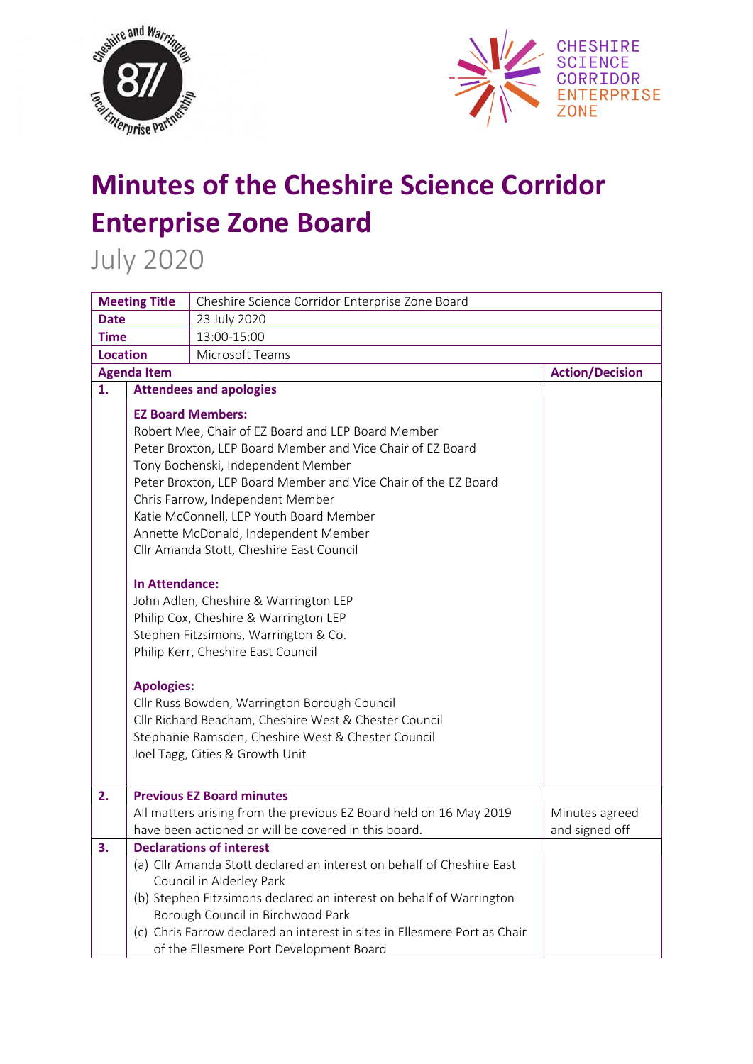# Minutes of the Cheshire Science Corridor Enterprise Zone Board

July 2020

| Meeting Title | Cheshire Science Corridor Enterprise Zone Board | |
|---|---|---|
| Date | 23 July 2020 | |
| Time | 13:00-15:00 | |
| Location | Microsoft Teams | |
| **Agenda Item** | | **Action/Decision** |
| **1.** | **Attendees and apologies**<br><br>**EZ Board Members:**<br>Robert Mee, Chair of EZ Board and LEP Board Member<br>Peter Broxton, LEP Board Member and Vice Chair of EZ Board<br>Tony Bochenski, Independent Member<br>Peter Broxton, LEP Board Member and Vice Chair of the EZ Board<br>Chris Farrow, Independent Member<br>Katie McConnell, LEP Youth Board Member<br>Annette McDonald, Independent Member<br>Cllr Amanda Stott, Cheshire East Council<br><br>**In Attendance:**<br>John Adlen, Cheshire & Warrington LEP<br>Philip Cox, Cheshire & Warrington LEP<br>Stephen Fitzsimons, Warrington & Co.<br>Philip Kerr, Cheshire East Council<br><br>**Apologies:**<br>Cllr Russ Bowden, Warrington Borough Council<br>Cllr Richard Beacham, Cheshire West & Chester Council<br>Stephanie Ramsden, Cheshire West & Chester Council<br>Joel Tagg, Cities & Growth Unit | |
| **2.** | **Previous EZ Board minutes**<br>All matters arising from the previous EZ Board held on 16 May 2019 have been actioned or will be covered in this board. | Minutes agreed and signed off |
| **3.** | **Declarations of interest**<br>(a) Cllr Amanda Stott declared an interest on behalf of Cheshire East Council in Alderley Park<br>(b) Stephen Fitzsimons declared an interest on behalf of Warrington Borough Council in Birchwood Park<br>(c) Chris Farrow declared an interest in sites in Ellesmere Port as Chair of the Ellesmere Port Development Board | |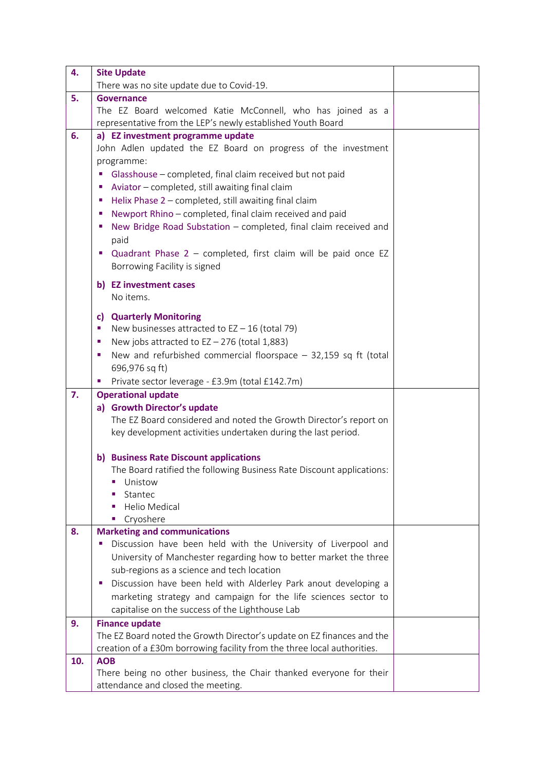| | | |
|---|---|---|
| **4.** | **Site Update**<br>There was no site update due to Covid-19. | |
| **5.** | **Governance**<br>The EZ Board welcomed Katie McConnell, who has joined as a representative from the LEP's newly established Youth Board | |
| **6.** | **a) EZ investment programme update**<br>John Adlen updated the EZ Board on progress of the investment programme:<br>▪ Glasshouse – completed, final claim received but not paid<br>▪ Aviator – completed, still awaiting final claim<br>▪ Helix Phase 2 – completed, still awaiting final claim<br>▪ Newport Rhino – completed, final claim received and paid<br>▪ New Bridge Road Substation – completed, final claim received and paid<br>▪ Quadrant Phase 2 – completed, first claim will be paid once EZ Borrowing Facility is signed<br><br>**b) EZ investment cases**<br>No items.<br><br>**c) Quarterly Monitoring**<br>▪ New businesses attracted to EZ – 16 (total 79)<br>▪ New jobs attracted to EZ – 276 (total 1,883)<br>▪ New and refurbished commercial floorspace – 32,159 sq ft (total 696,976 sq ft)<br>▪ Private sector leverage - £3.9m (total £142.7m) | |
| **7.** | **Operational update**<br>**a) Growth Director's update**<br>The EZ Board considered and noted the Growth Director's report on key development activities undertaken during the last period.<br><br>**b) Business Rate Discount applications**<br>The Board ratified the following Business Rate Discount applications:<br>▪ Unistow<br>▪ Stantec<br>▪ Helio Medical<br>▪ Cryoshere | |
| **8.** | **Marketing and communications**<br>▪ Discussion have been held with the University of Liverpool and University of Manchester regarding how to better market the three sub-regions as a science and tech location<br>▪ Discussion have been held with Alderley Park anout developing a marketing strategy and campaign for the life sciences sector to capitalise on the success of the Lighthouse Lab | |
| **9.** | **Finance update**<br>The EZ Board noted the Growth Director's update on EZ finances and the creation of a £30m borrowing facility from the three local authorities. | |
| **10.** | **AOB**<br>There being no other business, the Chair thanked everyone for their attendance and closed the meeting. | |